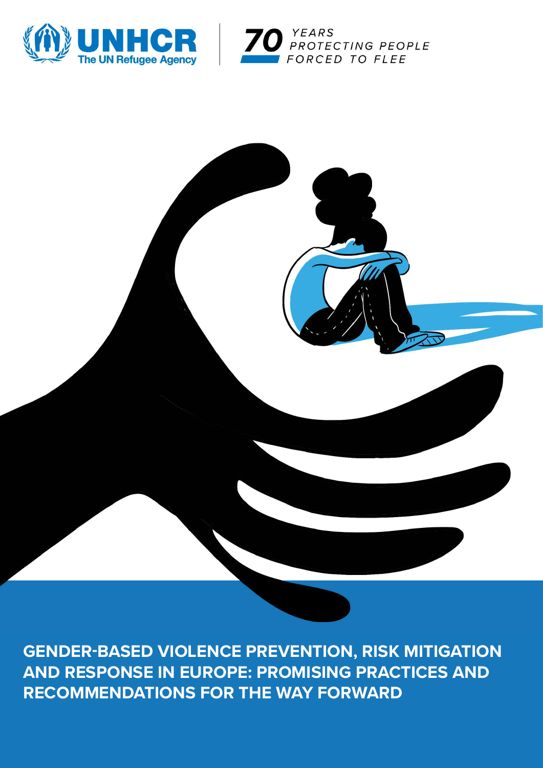UNHCR
The UN Refugee Agency

70 YEARS PROTECTING PEOPLE FORCED TO FLEE

# GENDER-BASED VIOLENCE PREVENTION, RISK MITIGATION AND RESPONSE IN EUROPE: PROMISING PRACTICES AND RECOMMENDATIONS FOR THE WAY FORWARD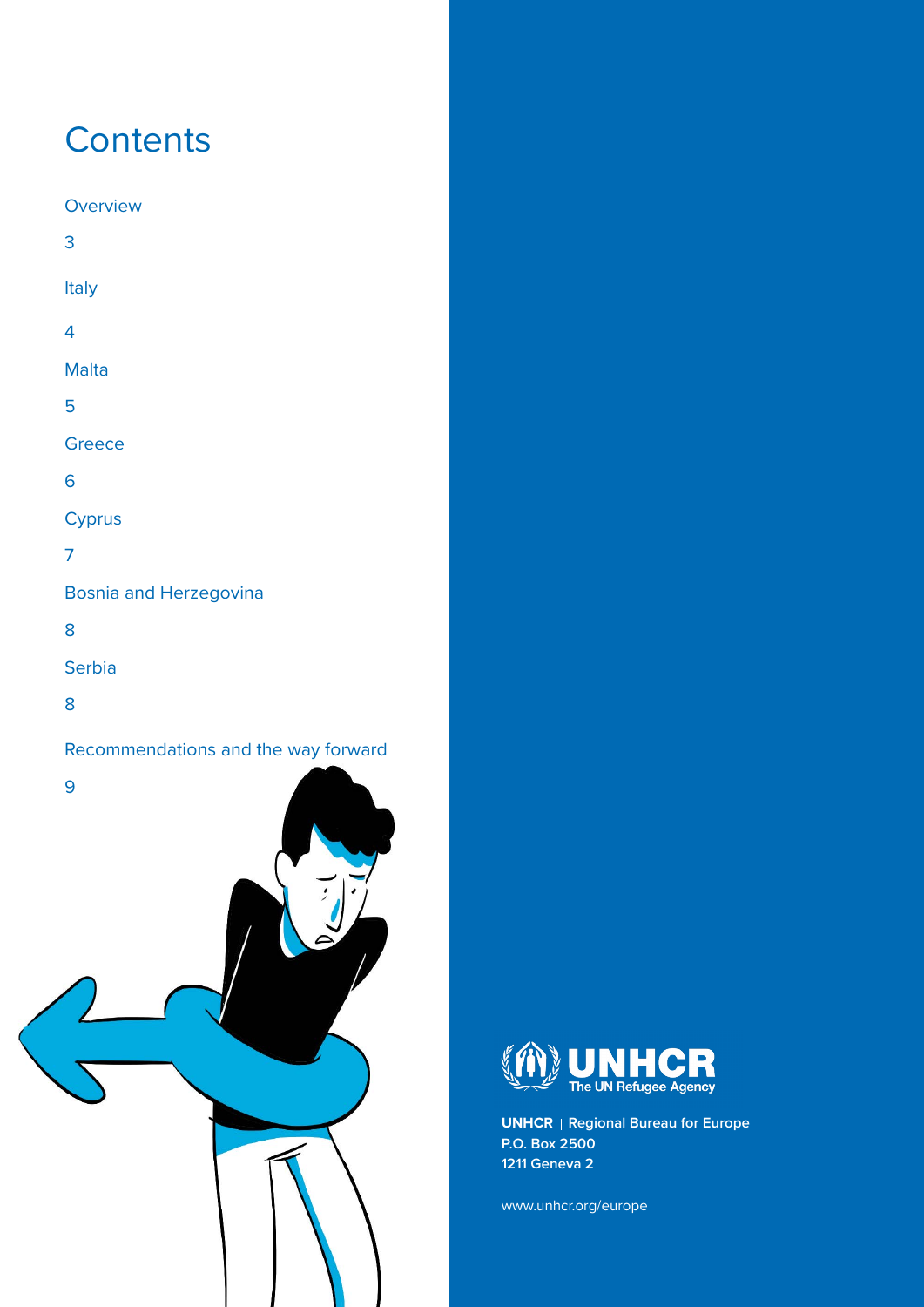# Contents

Overview 3

Italy 4

Malta 5

Greece 6

Cyprus 7

Bosnia and Herzegovina 8

Serbia 8

Recommendations and the way forward 9

**UNHCR** | **Regional Bureau for Europe**
**P.O. Box 2500**
**1211 Geneva 2**

www.unhcr.org/europe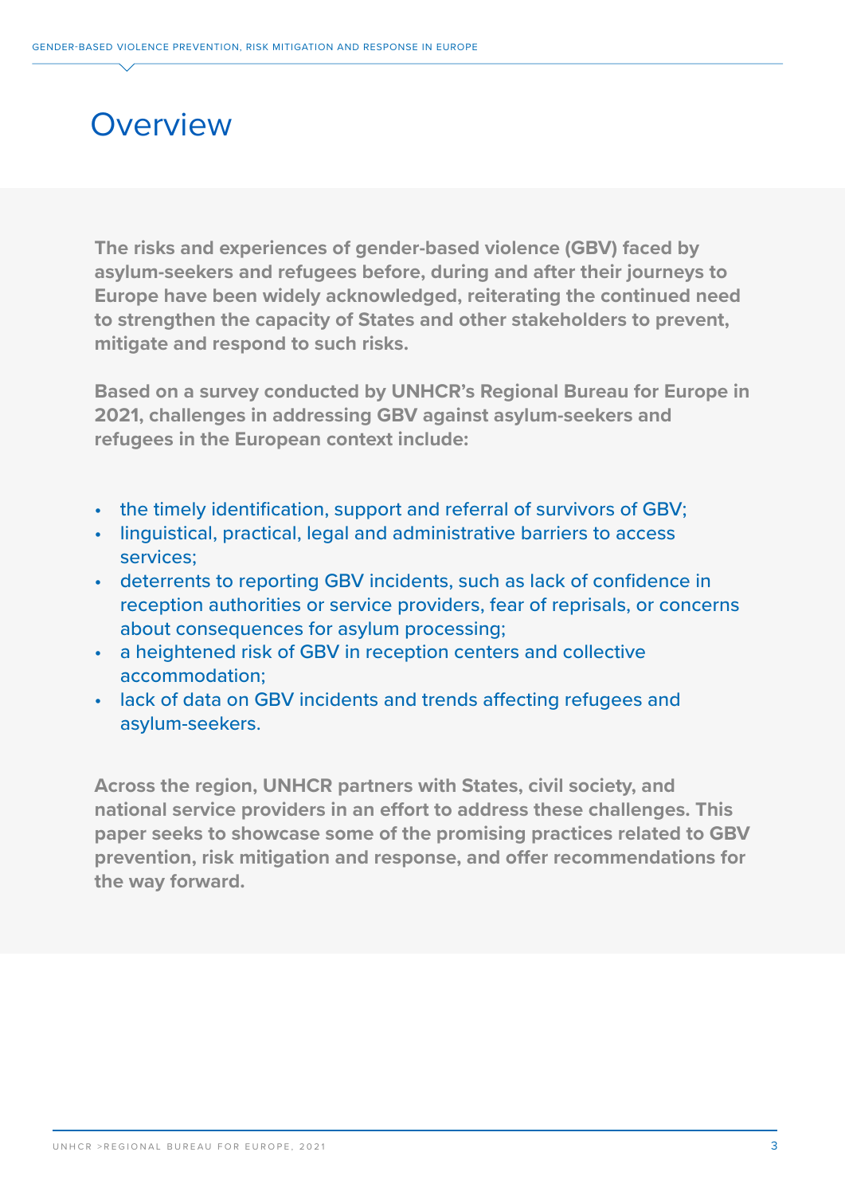# Overview

**The risks and experiences of gender-based violence (GBV) faced by asylum-seekers and refugees before, during and after their journeys to Europe have been widely acknowledged, reiterating the continued need to strengthen the capacity of States and other stakeholders to prevent, mitigate and respond to such risks.**

**Based on a survey conducted by UNHCR's Regional Bureau for Europe in 2021, challenges in addressing GBV against asylum-seekers and refugees in the European context include:**

- the timely identification, support and referral of survivors of GBV;
- linguistical, practical, legal and administrative barriers to access services;
- deterrents to reporting GBV incidents, such as lack of confidence in reception authorities or service providers, fear of reprisals, or concerns about consequences for asylum processing;
- a heightened risk of GBV in reception centers and collective accommodation;
- lack of data on GBV incidents and trends affecting refugees and asylum-seekers.

**Across the region, UNHCR partners with States, civil society, and national service providers in an effort to address these challenges. This paper seeks to showcase some of the promising practices related to GBV prevention, risk mitigation and response, and offer recommendations for the way forward.**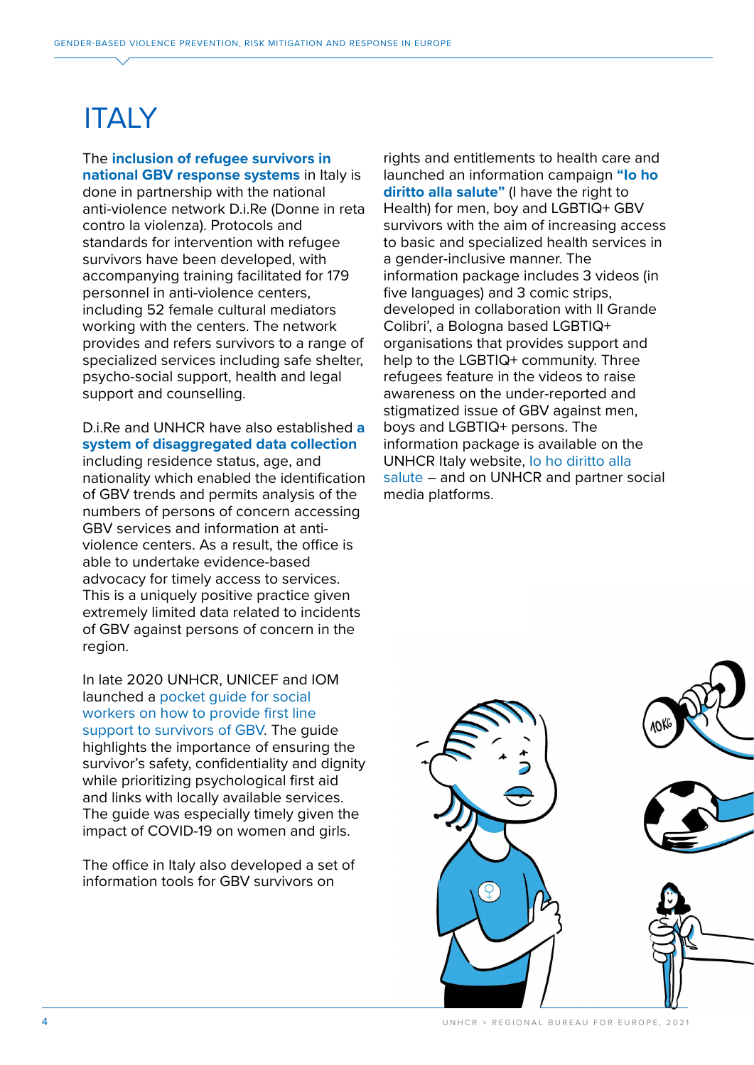# ITALY

The **inclusion of refugee survivors in national GBV response systems** in Italy is done in partnership with the national anti-violence network D.i.Re (Donne in reta contro la violenza). Protocols and standards for intervention with refugee survivors have been developed, with accompanying training facilitated for 179 personnel in anti-violence centers, including 52 female cultural mediators working with the centers. The network provides and refers survivors to a range of specialized services including safe shelter, psycho-social support, health and legal support and counselling.

D.i.Re and UNHCR have also established **a system of disaggregated data collection** including residence status, age, and nationality which enabled the identification of GBV trends and permits analysis of the numbers of persons of concern accessing GBV services and information at anti-violence centers. As a result, the office is able to undertake evidence-based advocacy for timely access to services. This is a uniquely positive practice given extremely limited data related to incidents of GBV against persons of concern in the region.

In late 2020 UNHCR, UNICEF and IOM launched a pocket guide for social workers on how to provide first line support to survivors of GBV. The guide highlights the importance of ensuring the survivor's safety, confidentiality and dignity while prioritizing psychological first aid and links with locally available services. The guide was especially timely given the impact of COVID-19 on women and girls.

The office in Italy also developed a set of information tools for GBV survivors on rights and entitlements to health care and launched an information campaign **"Io ho diritto alla salute"** (I have the right to Health) for men, boy and LGBTIQ+ GBV survivors with the aim of increasing access to basic and specialized health services in a gender-inclusive manner. The information package includes 3 videos (in five languages) and 3 comic strips, developed in collaboration with Il Grande Colibri', a Bologna based LGBTIQ+ organisations that provides support and help to the LGBTIQ+ community. Three refugees feature in the videos to raise awareness on the under-reported and stigmatized issue of GBV against men, boys and LGBTIQ+ persons. The information package is available on the UNHCR Italy website, Io ho diritto alla salute – and on UNHCR and partner social media platforms.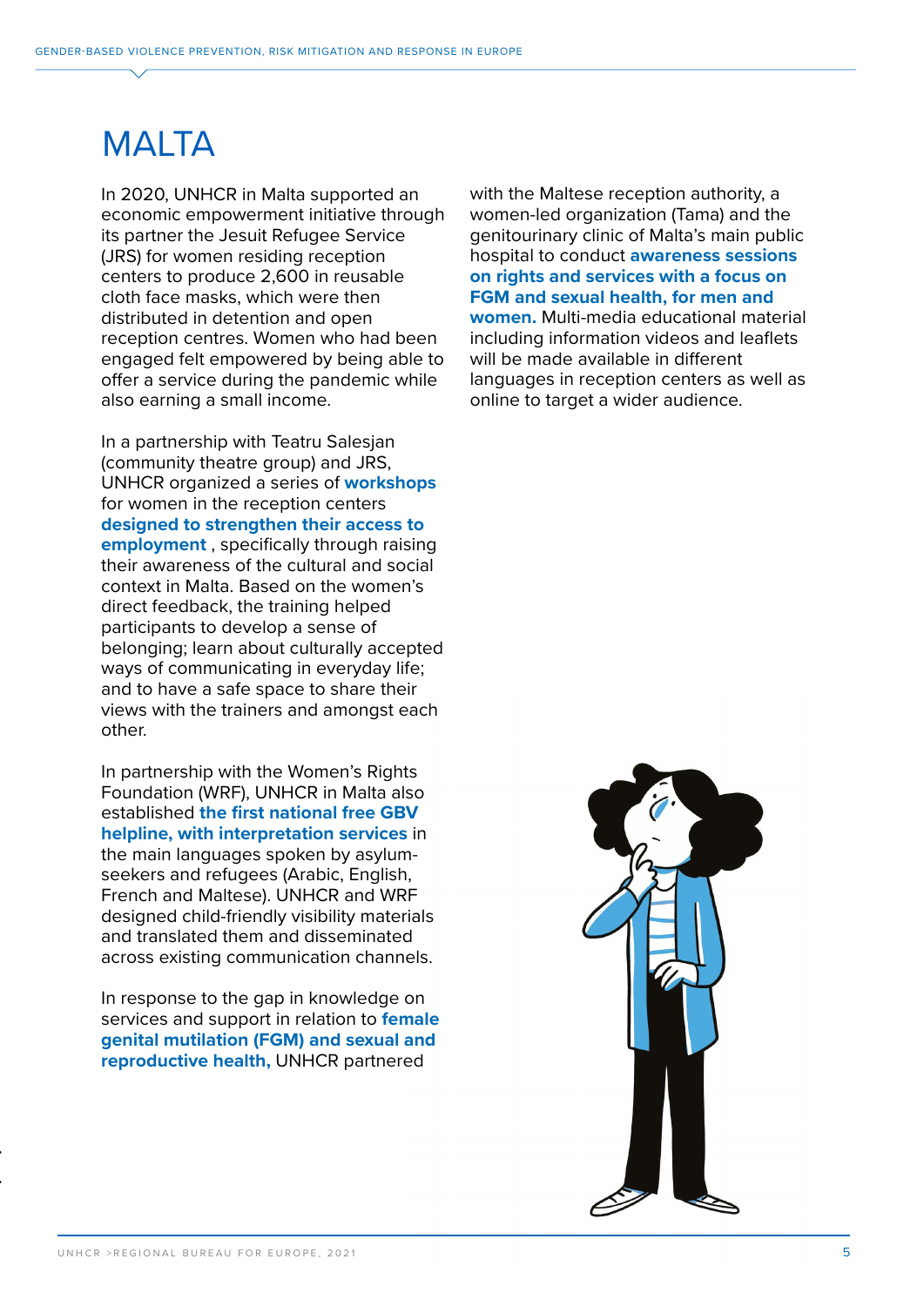# MALTA

In 2020, UNHCR in Malta supported an economic empowerment initiative through its partner the Jesuit Refugee Service (JRS) for women residing reception centers to produce 2,600 in reusable cloth face masks, which were then distributed in detention and open reception centres. Women who had been engaged felt empowered by being able to offer a service during the pandemic while also earning a small income.

In a partnership with Teatru Salesjan (community theatre group) and JRS, UNHCR organized a series of **workshops** for women in the reception centers **designed to strengthen their access to employment** , specifically through raising their awareness of the cultural and social context in Malta. Based on the women's direct feedback, the training helped participants to develop a sense of belonging; learn about culturally accepted ways of communicating in everyday life; and to have a safe space to share their views with the trainers and amongst each other.

In partnership with the Women's Rights Foundation (WRF), UNHCR in Malta also established **the first national free GBV helpline, with interpretation services** in the main languages spoken by asylum-seekers and refugees (Arabic, English, French and Maltese). UNHCR and WRF designed child-friendly visibility materials and translated them and disseminated across existing communication channels.

In response to the gap in knowledge on services and support in relation to **female genital mutilation (FGM) and sexual and reproductive health,** UNHCR partnered with the Maltese reception authority, a women-led organization (Tama) and the genitourinary clinic of Malta's main public hospital to conduct **awareness sessions on rights and services with a focus on FGM and sexual health, for men and women.** Multi-media educational material including information videos and leaflets will be made available in different languages in reception centers as well as online to target a wider audience.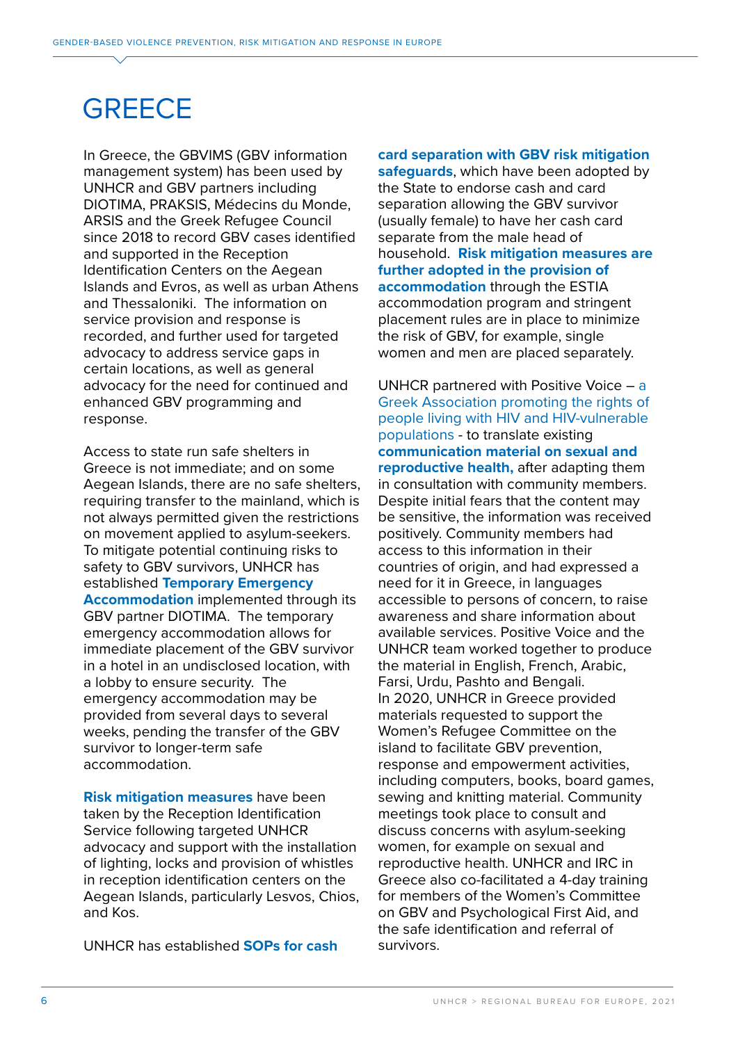# GREECE

In Greece, the GBVIMS (GBV information management system) has been used by UNHCR and GBV partners including DIOTIMA, PRAKSIS, Médecins du Monde, ARSIS and the Greek Refugee Council since 2018 to record GBV cases identified and supported in the Reception Identification Centers on the Aegean Islands and Evros, as well as urban Athens and Thessaloniki. The information on service provision and response is recorded, and further used for targeted advocacy to address service gaps in certain locations, as well as general advocacy for the need for continued and enhanced GBV programming and response.

Access to state run safe shelters in Greece is not immediate; and on some Aegean Islands, there are no safe shelters, requiring transfer to the mainland, which is not always permitted given the restrictions on movement applied to asylum-seekers. To mitigate potential continuing risks to safety to GBV survivors, UNHCR has established **Temporary Emergency Accommodation** implemented through its GBV partner DIOTIMA. The temporary emergency accommodation allows for immediate placement of the GBV survivor in a hotel in an undisclosed location, with a lobby to ensure security. The emergency accommodation may be provided from several days to several weeks, pending the transfer of the GBV survivor to longer-term safe accommodation.

**Risk mitigation measures** have been taken by the Reception Identification Service following targeted UNHCR advocacy and support with the installation of lighting, locks and provision of whistles in reception identification centers on the Aegean Islands, particularly Lesvos, Chios, and Kos.

UNHCR has established **SOPs for cash card separation with GBV risk mitigation safeguards**, which have been adopted by the State to endorse cash and card separation allowing the GBV survivor (usually female) to have her cash card separate from the male head of household. **Risk mitigation measures are further adopted in the provision of accommodation** through the ESTIA accommodation program and stringent placement rules are in place to minimize the risk of GBV, for example, single women and men are placed separately.

UNHCR partnered with Positive Voice – a Greek Association promoting the rights of people living with HIV and HIV-vulnerable populations - to translate existing **communication material on sexual and reproductive health,** after adapting them in consultation with community members. Despite initial fears that the content may be sensitive, the information was received positively. Community members had access to this information in their countries of origin, and had expressed a need for it in Greece, in languages accessible to persons of concern, to raise awareness and share information about available services. Positive Voice and the UNHCR team worked together to produce the material in English, French, Arabic, Farsi, Urdu, Pashto and Bengali.
In 2020, UNHCR in Greece provided materials requested to support the Women's Refugee Committee on the island to facilitate GBV prevention, response and empowerment activities, including computers, books, board games, sewing and knitting material. Community meetings took place to consult and discuss concerns with asylum-seeking women, for example on sexual and reproductive health. UNHCR and IRC in Greece also co-facilitated a 4-day training for members of the Women's Committee on GBV and Psychological First Aid, and the safe identification and referral of survivors.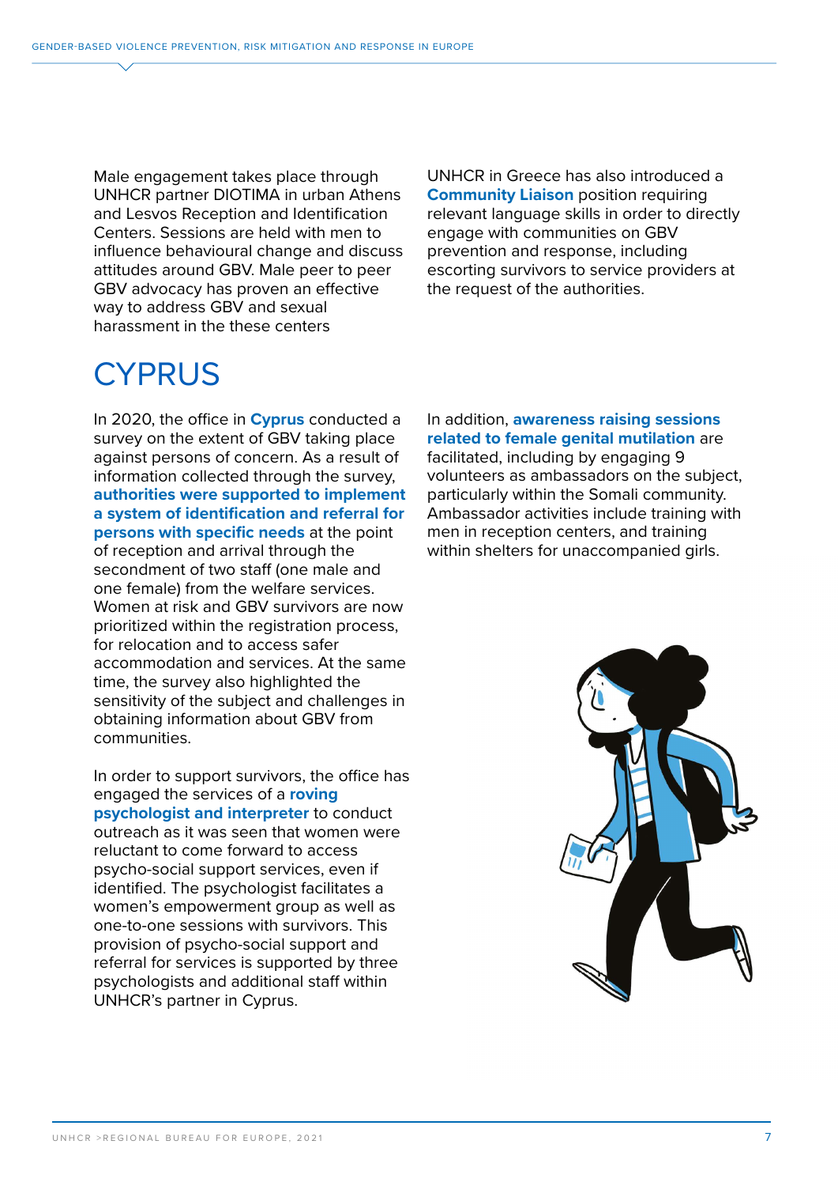Male engagement takes place through UNHCR partner DIOTIMA in urban Athens and Lesvos Reception and Identification Centers. Sessions are held with men to influence behavioural change and discuss attitudes around GBV. Male peer to peer GBV advocacy has proven an effective way to address GBV and sexual harassment in the these centers

UNHCR in Greece has also introduced a **Community Liaison** position requiring relevant language skills in order to directly engage with communities on GBV prevention and response, including escorting survivors to service providers at the request of the authorities.

# CYPRUS

In 2020, the office in **Cyprus** conducted a survey on the extent of GBV taking place against persons of concern. As a result of information collected through the survey, **authorities were supported to implement a system of identification and referral for persons with specific needs** at the point of reception and arrival through the secondment of two staff (one male and one female) from the welfare services. Women at risk and GBV survivors are now prioritized within the registration process, for relocation and to access safer accommodation and services. At the same time, the survey also highlighted the sensitivity of the subject and challenges in obtaining information about GBV from communities.

In order to support survivors, the office has engaged the services of a **roving psychologist and interpreter** to conduct outreach as it was seen that women were reluctant to come forward to access psycho-social support services, even if identified. The psychologist facilitates a women's empowerment group as well as one-to-one sessions with survivors. This provision of psycho-social support and referral for services is supported by three psychologists and additional staff within UNHCR's partner in Cyprus.

In addition, **awareness raising sessions related to female genital mutilation** are facilitated, including by engaging 9 volunteers as ambassadors on the subject, particularly within the Somali community. Ambassador activities include training with men in reception centers, and training within shelters for unaccompanied girls.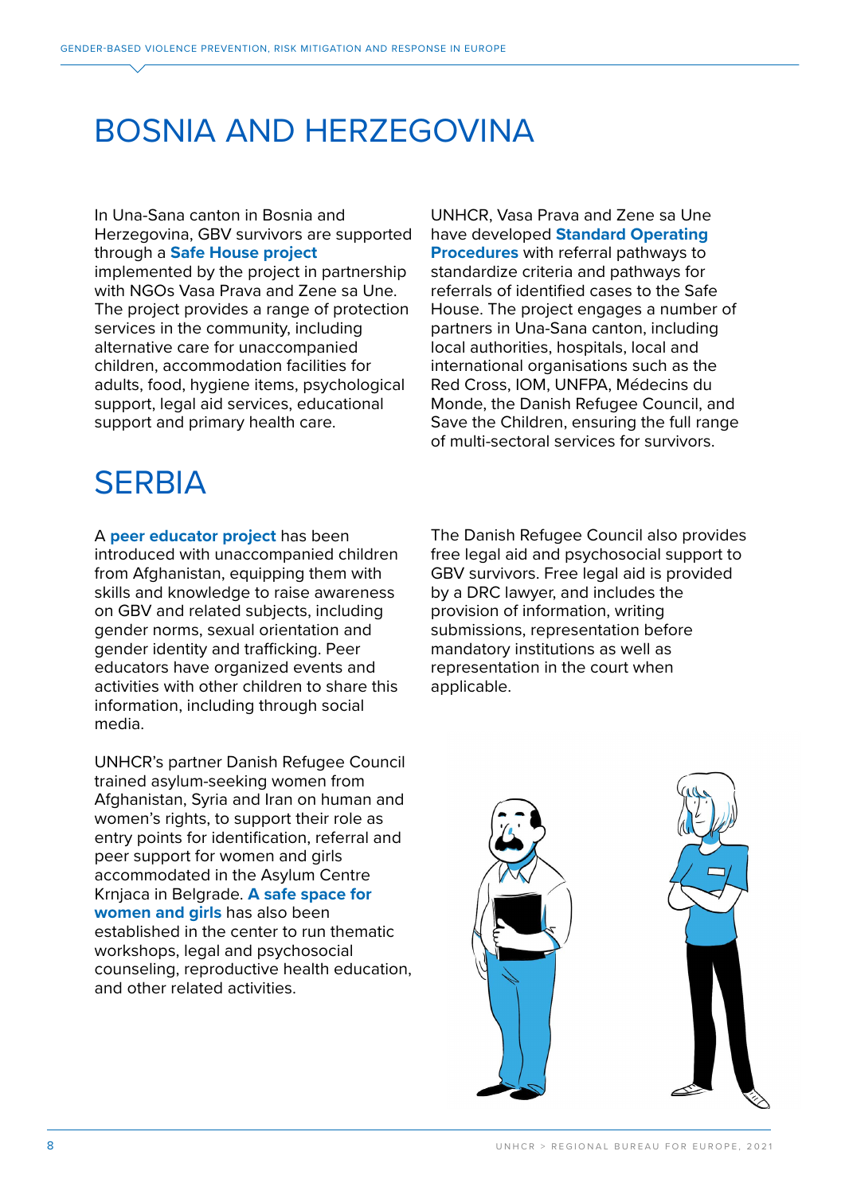# BOSNIA AND HERZEGOVINA

In Una-Sana canton in Bosnia and Herzegovina, GBV survivors are supported through a **Safe House project** implemented by the project in partnership with NGOs Vasa Prava and Zene sa Une. The project provides a range of protection services in the community, including alternative care for unaccompanied children, accommodation facilities for adults, food, hygiene items, psychological support, legal aid services, educational support and primary health care.

UNHCR, Vasa Prava and Zene sa Une have developed **Standard Operating Procedures** with referral pathways to standardize criteria and pathways for referrals of identified cases to the Safe House. The project engages a number of partners in Una-Sana canton, including local authorities, hospitals, local and international organisations such as the Red Cross, IOM, UNFPA, Médecins du Monde, the Danish Refugee Council, and Save the Children, ensuring the full range of multi-sectoral services for survivors.

# SERBIA

A **peer educator project** has been introduced with unaccompanied children from Afghanistan, equipping them with skills and knowledge to raise awareness on GBV and related subjects, including gender norms, sexual orientation and gender identity and trafficking. Peer educators have organized events and activities with other children to share this information, including through social media.

UNHCR's partner Danish Refugee Council trained asylum-seeking women from Afghanistan, Syria and Iran on human and women's rights, to support their role as entry points for identification, referral and peer support for women and girls accommodated in the Asylum Centre Krnjaca in Belgrade. **A safe space for women and girls** has also been established in the center to run thematic workshops, legal and psychosocial counseling, reproductive health education, and other related activities.

The Danish Refugee Council also provides free legal aid and psychosocial support to GBV survivors. Free legal aid is provided by a DRC lawyer, and includes the provision of information, writing submissions, representation before mandatory institutions as well as representation in the court when applicable.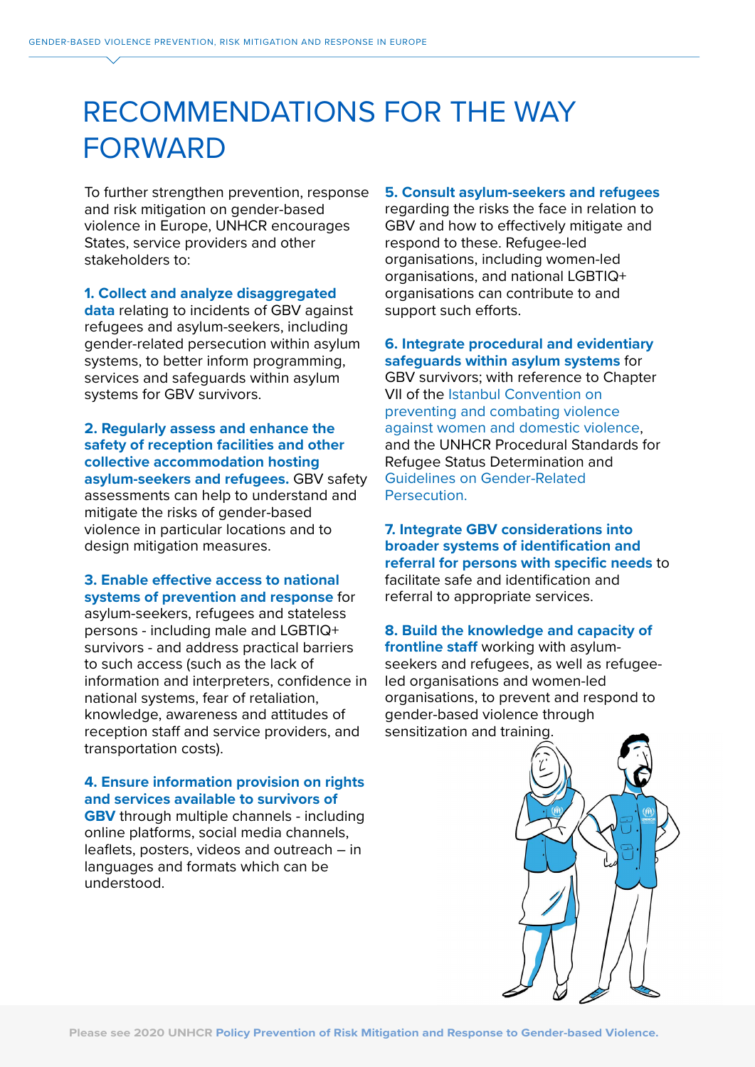# RECOMMENDATIONS FOR THE WAY FORWARD

To further strengthen prevention, response and risk mitigation on gender-based violence in Europe, UNHCR encourages States, service providers and other stakeholders to:

**1. Collect and analyze disaggregated data** relating to incidents of GBV against refugees and asylum-seekers, including gender-related persecution within asylum systems, to better inform programming, services and safeguards within asylum systems for GBV survivors.

**2. Regularly assess and enhance the safety of reception facilities and other collective accommodation hosting asylum-seekers and refugees.** GBV safety assessments can help to understand and mitigate the risks of gender-based violence in particular locations and to design mitigation measures.

**3. Enable effective access to national systems of prevention and response** for asylum-seekers, refugees and stateless persons - including male and LGBTIQ+ survivors - and address practical barriers to such access (such as the lack of information and interpreters, confidence in national systems, fear of retaliation, knowledge, awareness and attitudes of reception staff and service providers, and transportation costs).

**4. Ensure information provision on rights and services available to survivors of GBV** through multiple channels - including online platforms, social media channels, leaflets, posters, videos and outreach – in languages and formats which can be understood.

**5. Consult asylum-seekers and refugees** regarding the risks the face in relation to GBV and how to effectively mitigate and respond to these. Refugee-led organisations, including women-led organisations, and national LGBTIQ+ organisations can contribute to and support such efforts.

**6. Integrate procedural and evidentiary safeguards within asylum systems** for GBV survivors; with reference to Chapter VII of the Istanbul Convention on preventing and combating violence against women and domestic violence, and the UNHCR Procedural Standards for Refugee Status Determination and Guidelines on Gender-Related Persecution.

**7. Integrate GBV considerations into broader systems of identification and referral for persons with specific needs** to facilitate safe and identification and referral to appropriate services.

**8. Build the knowledge and capacity of frontline staff** working with asylum-seekers and refugees, as well as refugee-led organisations and women-led organisations, to prevent and respond to gender-based violence through sensitization and training.

Please see 2020 UNHCR **Policy Prevention of Risk Mitigation and Response to Gender-based Violence.**